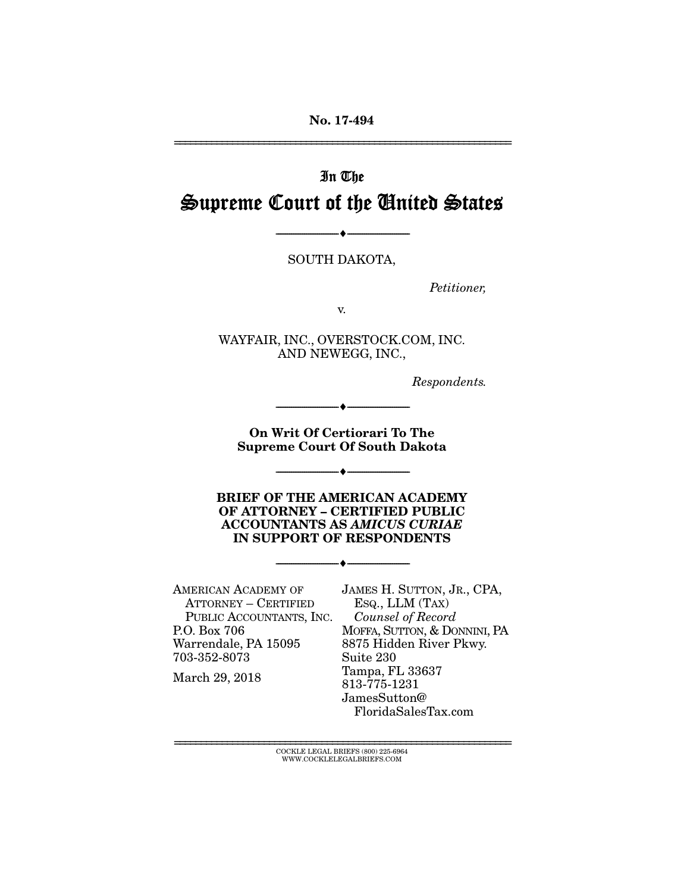No. 17-494

---

In The

# Supreme Court of the United States

---

SOUTH DAKOTA,

*Petitioner,*

v.

WAYFAIR, INC., OVERSTOCK.COM, INC. AND NEWEGG, INC.,

*Respondents.*

---

**On Writ Of Certiorari To The Supreme Court Of South Dakota**

---

**BRIEF OF THE AMERICAN ACADEMY OF ATTORNEY – CERTIFIED PUBLIC ACCOUNTANTS AS *AMICUS CURIAE* IN SUPPORT OF RESPONDENTS**

---

AMERICAN ACADEMY OF ATTORNEY – CERTIFIED PUBLIC ACCOUNTANTS, INC.
P.O. Box 706
Warrendale, PA 15095
703-352-8073

March 29, 2018

JAMES H. SUTTON, JR., CPA, ESQ., LLM (TAX)
*Counsel of Record*
MOFFA, SUTTON, & DONNINI, PA
8875 Hidden River Pkwy.
Suite 230
Tampa, FL 33637
813-775-1231
JamesSutton@FloridaSalesTax.com

---

COCKLE LEGAL BRIEFS (800) 225-6964
WWW.COCKLELEGALBRIEFS.COM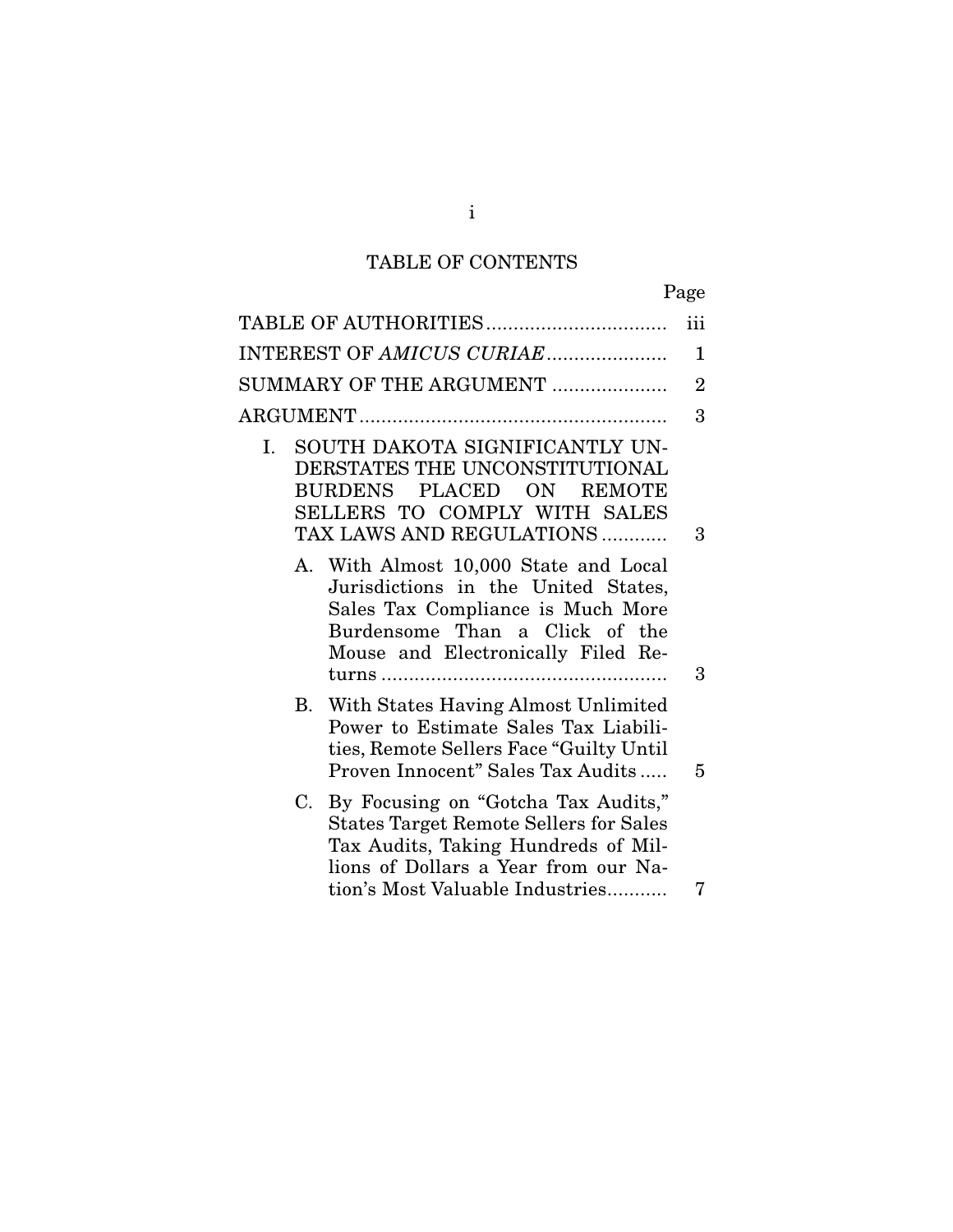# TABLE OF CONTENTS

| | Page |
|---|---|
| TABLE OF AUTHORITIES | iii |
| INTEREST OF *AMICUS CURIAE* | 1 |
| SUMMARY OF THE ARGUMENT | 2 |
| ARGUMENT | 3 |
| I. SOUTH DAKOTA SIGNIFICANTLY UNDERSTATES THE UNCONSTITUTIONAL BURDENS PLACED ON REMOTE SELLERS TO COMPLY WITH SALES TAX LAWS AND REGULATIONS | 3 |
| A. With Almost 10,000 State and Local Jurisdictions in the United States, Sales Tax Compliance is Much More Burdensome Than a Click of the Mouse and Electronically Filed Returns | 3 |
| B. With States Having Almost Unlimited Power to Estimate Sales Tax Liabilities, Remote Sellers Face "Guilty Until Proven Innocent" Sales Tax Audits | 5 |
| C. By Focusing on "Gotcha Tax Audits," States Target Remote Sellers for Sales Tax Audits, Taking Hundreds of Millions of Dollars a Year from our Nation's Most Valuable Industries | 7 |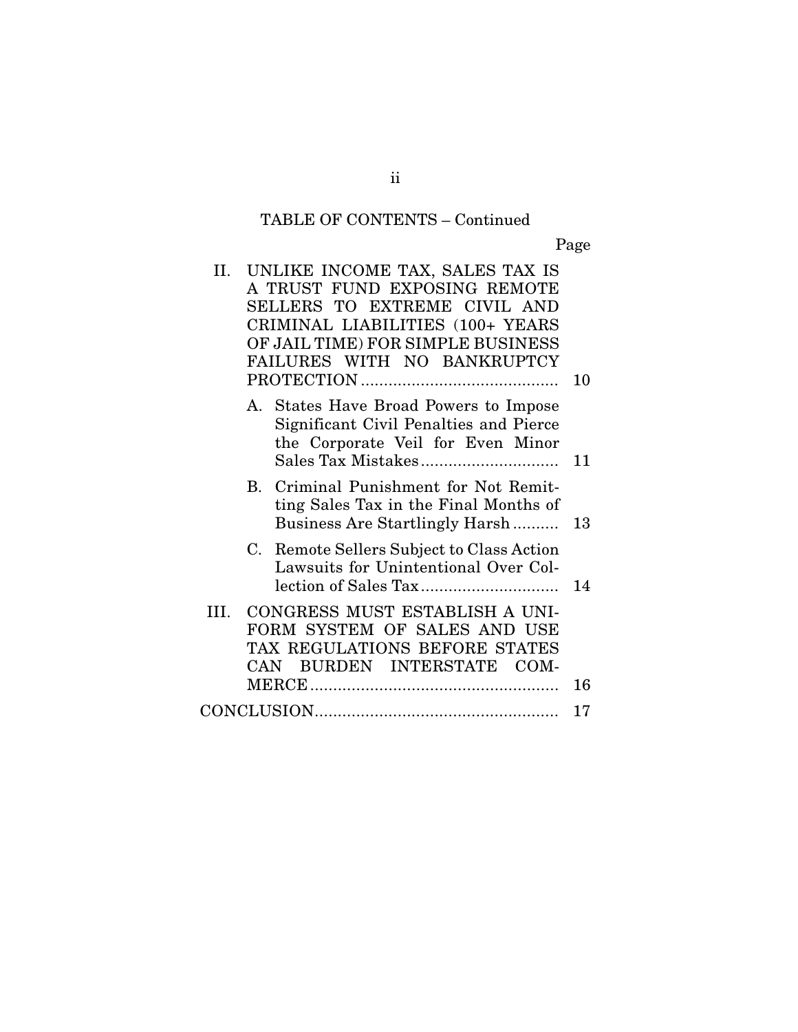TABLE OF CONTENTS – Continued

| | Page |
|---|---|
| II. UNLIKE INCOME TAX, SALES TAX IS A TRUST FUND EXPOSING REMOTE SELLERS TO EXTREME CIVIL AND CRIMINAL LIABILITIES (100+ YEARS OF JAIL TIME) FOR SIMPLE BUSINESS FAILURES WITH NO BANKRUPTCY PROTECTION | 10 |
| A. States Have Broad Powers to Impose Significant Civil Penalties and Pierce the Corporate Veil for Even Minor Sales Tax Mistakes | 11 |
| B. Criminal Punishment for Not Remitting Sales Tax in the Final Months of Business Are Startlingly Harsh | 13 |
| C. Remote Sellers Subject to Class Action Lawsuits for Unintentional Over Collection of Sales Tax | 14 |
| III. CONGRESS MUST ESTABLISH A UNIFORM SYSTEM OF SALES AND USE TAX REGULATIONS BEFORE STATES CAN BURDEN INTERSTATE COMMERCE | 16 |
| CONCLUSION | 17 |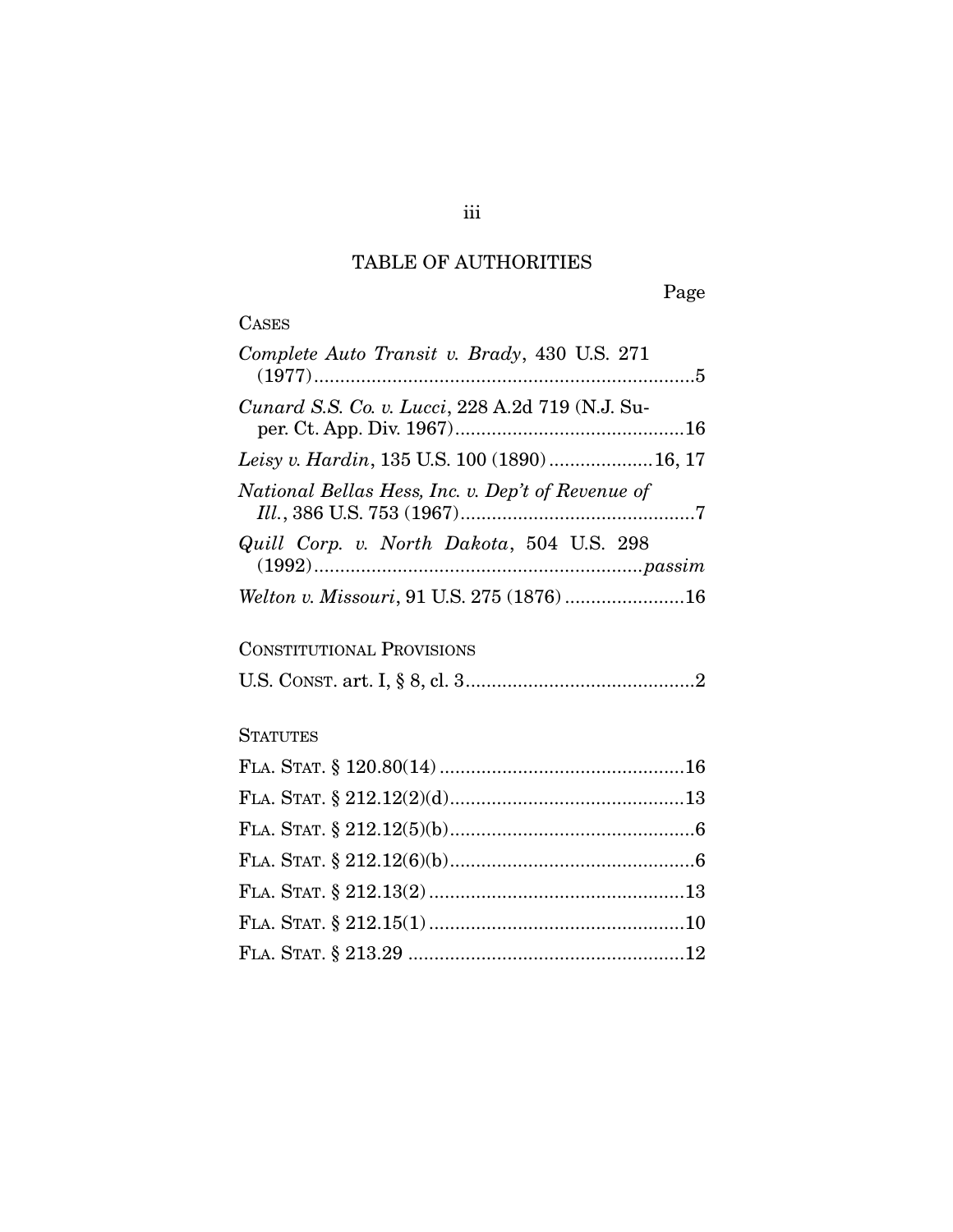# TABLE OF AUTHORITIES

Page

## CASES

*Complete Auto Transit v. Brady*, 430 U.S. 271 (1977) ........................................................................5

*Cunard S.S. Co. v. Lucci*, 228 A.2d 719 (N.J. Super. Ct. App. Div. 1967) ............................................16

*Leisy v. Hardin*, 135 U.S. 100 (1890) ....................16, 17

*National Bellas Hess, Inc. v. Dep't of Revenue of Ill.*, 386 U.S. 753 (1967) .............................................7

*Quill Corp. v. North Dakota*, 504 U.S. 298 (1992) ..............................................................*passim*

*Welton v. Missouri*, 91 U.S. 275 (1876) .......................16

## CONSTITUTIONAL PROVISIONS

U.S. CONST. art. I, § 8, cl. 3............................................2

## STATUTES

FLA. STAT. § 120.80(14) ...............................................16

FLA. STAT. § 212.12(2)(d).............................................13

FLA. STAT. § 212.12(5)(b)...............................................6

FLA. STAT. § 212.12(6)(b)...............................................6

FLA. STAT. § 212.13(2) .................................................13

FLA. STAT. § 212.15(1) .................................................10

FLA. STAT. § 213.29 .....................................................12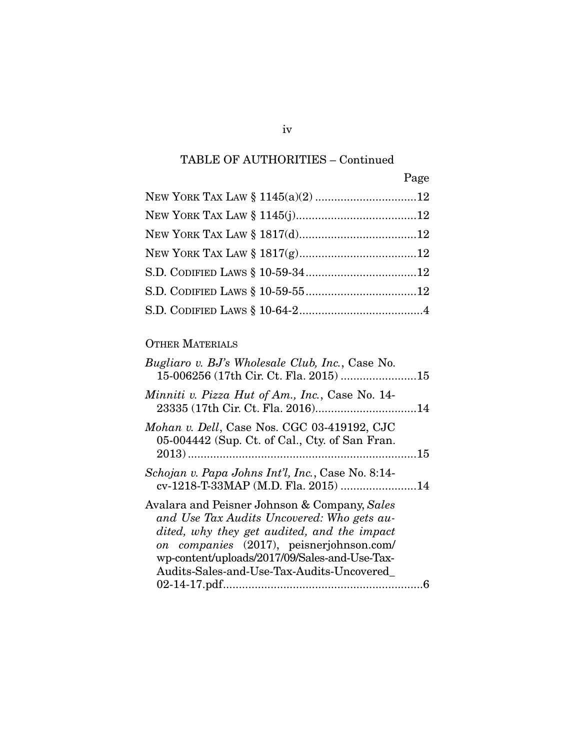TABLE OF AUTHORITIES – Continued

Page

NEW YORK TAX LAW § 1145(a)(2) ................................12

NEW YORK TAX LAW § 1145(j)......................................12

NEW YORK TAX LAW § 1817(d).....................................12

NEW YORK TAX LAW § 1817(g).....................................12

S.D. CODIFIED LAWS § 10-59-34...................................12

S.D. CODIFIED LAWS § 10-59-55...................................12

S.D. CODIFIED LAWS § 10-64-2.......................................4

OTHER MATERIALS

*Bugliaro v. BJ's Wholesale Club, Inc.*, Case No. 15-006256 (17th Cir. Ct. Fla. 2015) ........................15

*Minniti v. Pizza Hut of Am., Inc.*, Case No. 14-23335 (17th Cir. Ct. Fla. 2016)................................14

*Mohan v. Dell*, Case Nos. CGC 03-419192, CJC 05-004442 (Sup. Ct. of Cal., Cty. of San Fran. 2013)........................................................................15

*Schojan v. Papa Johns Int'l, Inc.*, Case No. 8:14-cv-1218-T-33MAP (M.D. Fla. 2015) ........................14

Avalara and Peisner Johnson & Company, *Sales and Use Tax Audits Uncovered: Who gets audited, why they get audited, and the impact on companies* (2017), peisnerjohnson.com/wp-content/uploads/2017/09/Sales-and-Use-Tax-Audits-Sales-and-Use-Tax-Audits-Uncovered_02-14-17.pdf...............................................................6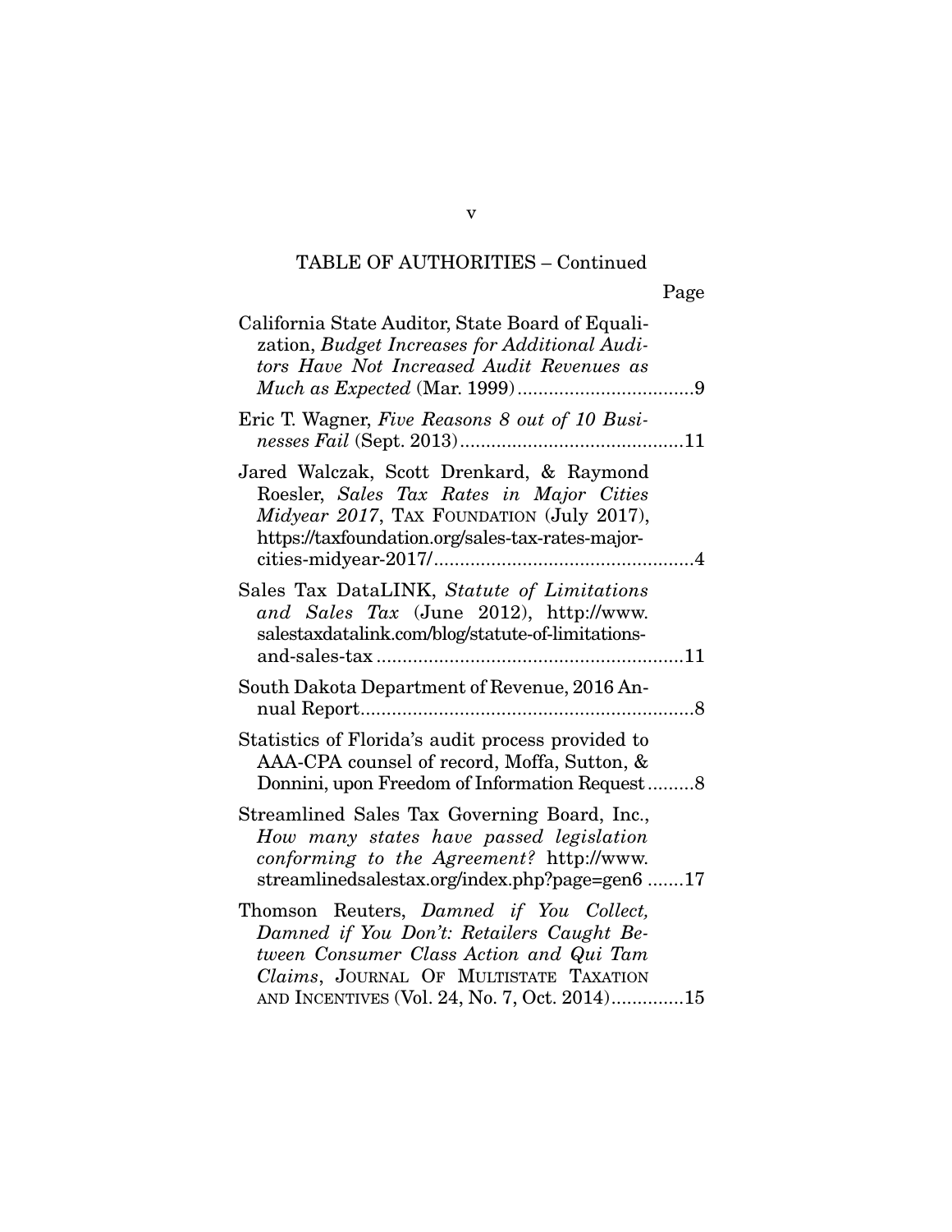TABLE OF AUTHORITIES – Continued

Page

California State Auditor, State Board of Equalization, *Budget Increases for Additional Auditors Have Not Increased Audit Revenues as Much as Expected* (Mar. 1999) .................................. 9

Eric T. Wagner, *Five Reasons 8 out of 10 Businesses Fail* (Sept. 2013) .......................................... 11

Jared Walczak, Scott Drenkard, & Raymond Roesler, *Sales Tax Rates in Major Cities Midyear 2017*, TAX FOUNDATION (July 2017), https://taxfoundation.org/sales-tax-rates-major-cities-midyear-2017/ ................................................ 4

Sales Tax DataLINK, *Statute of Limitations and Sales Tax* (June 2012), http://www.salestaxdatalink.com/blog/statute-of-limitations-and-sales-tax ......................................................... 11

South Dakota Department of Revenue, 2016 Annual Report ............................................................... 8

Statistics of Florida's audit process provided to AAA-CPA counsel of record, Moffa, Sutton, & Donnini, upon Freedom of Information Request ......... 8

Streamlined Sales Tax Governing Board, Inc., *How many states have passed legislation conforming to the Agreement?* http://www.streamlinedsalestax.org/index.php?page=gen6 ....... 17

Thomson Reuters, *Damned if You Collect, Damned if You Don't: Retailers Caught Between Consumer Class Action and Qui Tam Claims*, JOURNAL OF MULTISTATE TAXATION AND INCENTIVES (Vol. 24, No. 7, Oct. 2014) ............. 15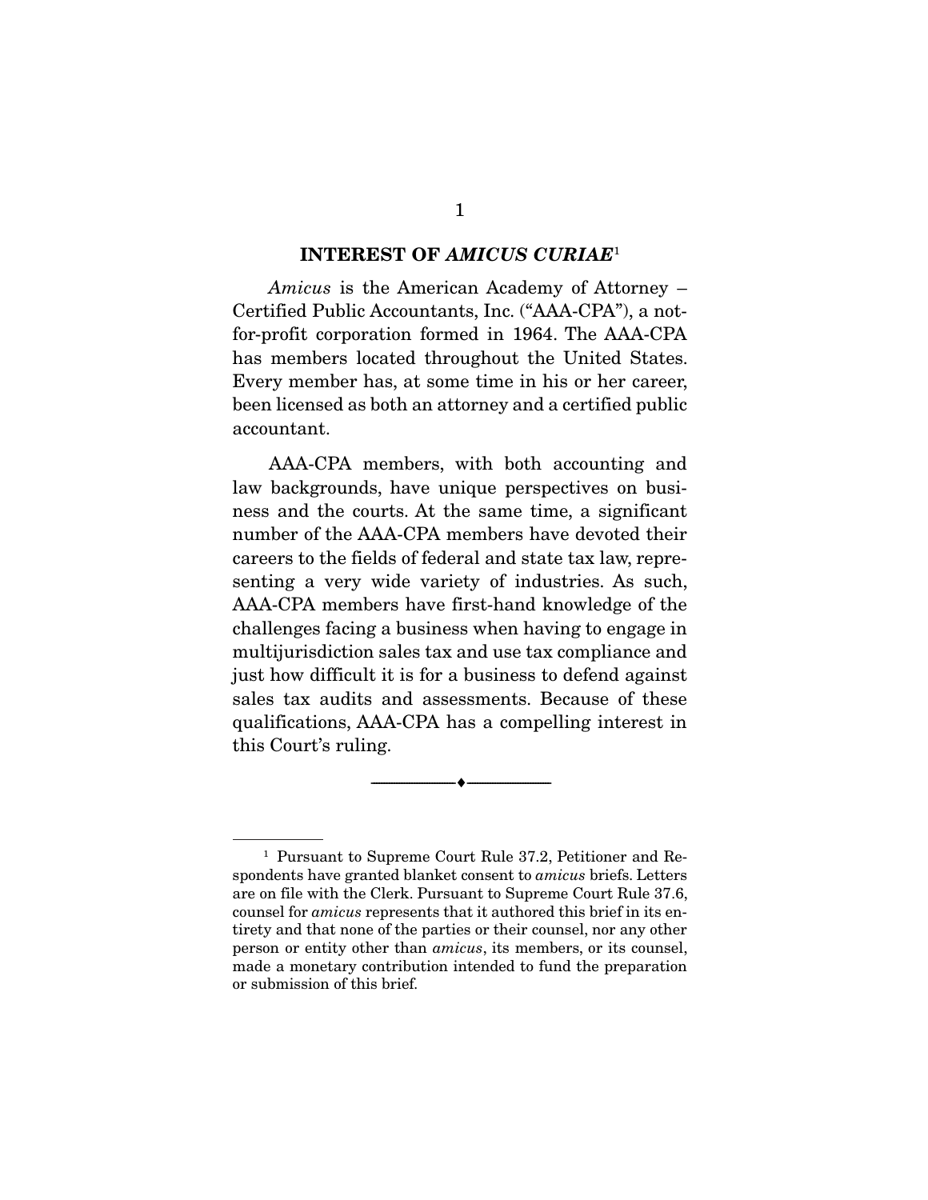## INTEREST OF *AMICUS CURIAE*[1]

*Amicus* is the American Academy of Attorney – Certified Public Accountants, Inc. ("AAA-CPA"), a not-for-profit corporation formed in 1964. The AAA-CPA has members located throughout the United States. Every member has, at some time in his or her career, been licensed as both an attorney and a certified public accountant.

AAA-CPA members, with both accounting and law backgrounds, have unique perspectives on business and the courts. At the same time, a significant number of the AAA-CPA members have devoted their careers to the fields of federal and state tax law, representing a very wide variety of industries. As such, AAA-CPA members have first-hand knowledge of the challenges facing a business when having to engage in multijurisdiction sales tax and use tax compliance and just how difficult it is for a business to defend against sales tax audits and assessments. Because of these qualifications, AAA-CPA has a compelling interest in this Court's ruling.

---

[1] Pursuant to Supreme Court Rule 37.2, Petitioner and Respondents have granted blanket consent to *amicus* briefs. Letters are on file with the Clerk. Pursuant to Supreme Court Rule 37.6, counsel for *amicus* represents that it authored this brief in its entirety and that none of the parties or their counsel, nor any other person or entity other than *amicus*, its members, or its counsel, made a monetary contribution intended to fund the preparation or submission of this brief.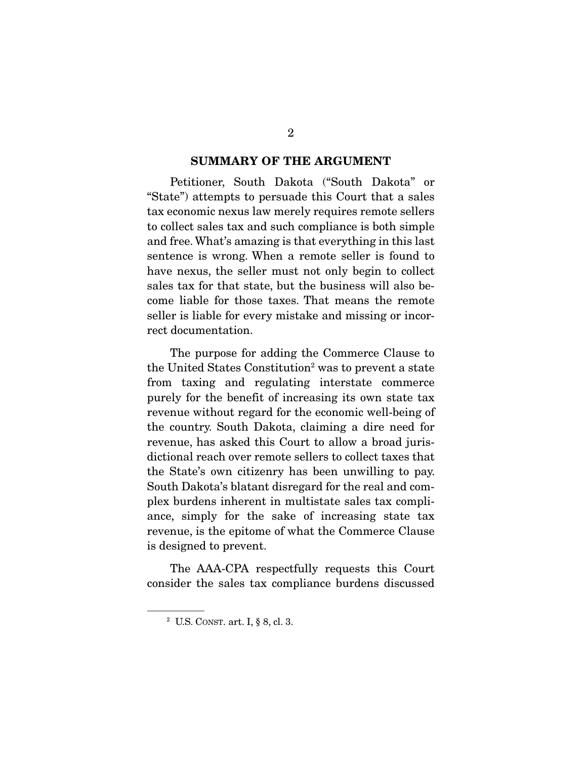## SUMMARY OF THE ARGUMENT

Petitioner, South Dakota ("South Dakota" or "State") attempts to persuade this Court that a sales tax economic nexus law merely requires remote sellers to collect sales tax and such compliance is both simple and free. What's amazing is that everything in this last sentence is wrong. When a remote seller is found to have nexus, the seller must not only begin to collect sales tax for that state, but the business will also become liable for those taxes. That means the remote seller is liable for every mistake and missing or incorrect documentation.

The purpose for adding the Commerce Clause to the United States Constitution[2] was to prevent a state from taxing and regulating interstate commerce purely for the benefit of increasing its own state tax revenue without regard for the economic well-being of the country. South Dakota, claiming a dire need for revenue, has asked this Court to allow a broad jurisdictional reach over remote sellers to collect taxes that the State's own citizenry has been unwilling to pay. South Dakota's blatant disregard for the real and complex burdens inherent in multistate sales tax compliance, simply for the sake of increasing state tax revenue, is the epitome of what the Commerce Clause is designed to prevent.

The AAA-CPA respectfully requests this Court consider the sales tax compliance burdens discussed

---

[2] U.S. CONST. art. I, § 8, cl. 3.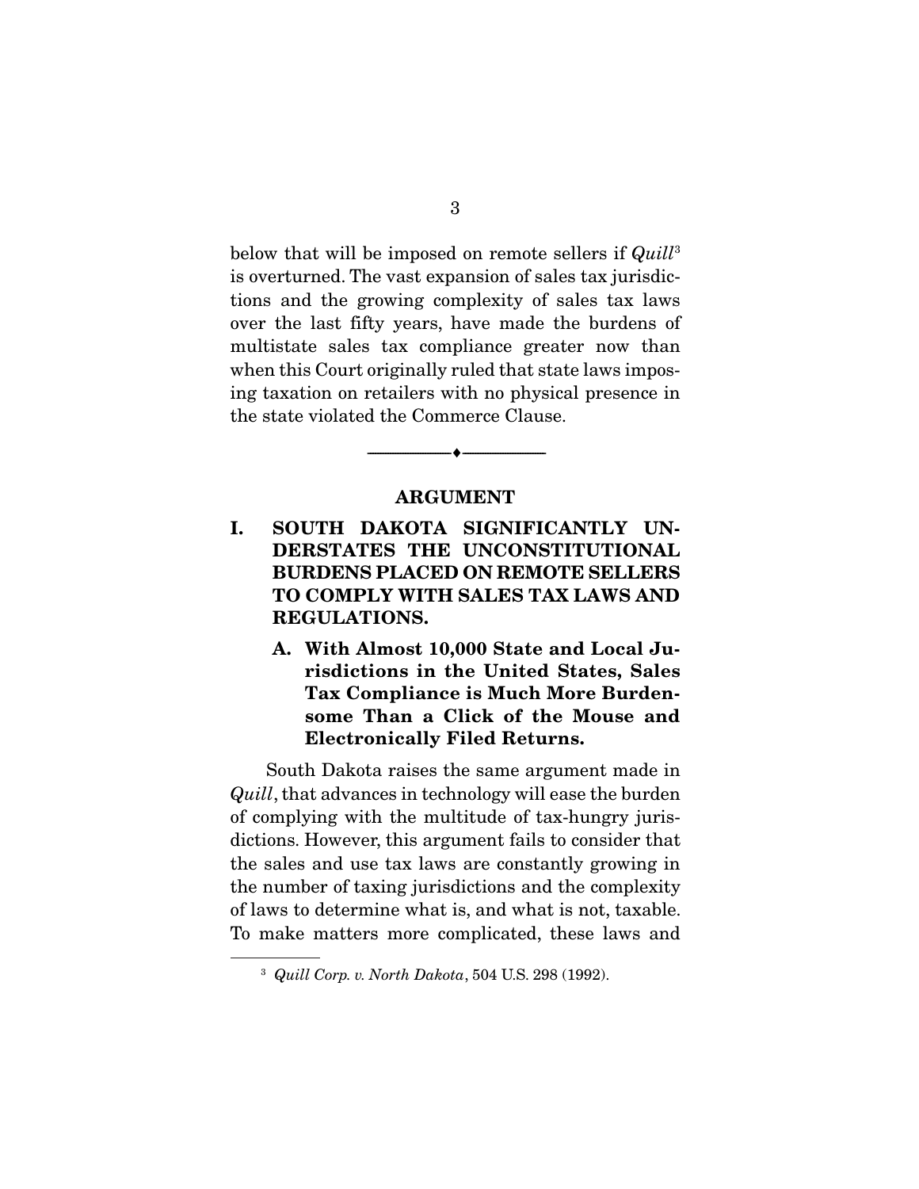below that will be imposed on remote sellers if *Quill*[3] is overturned. The vast expansion of sales tax jurisdictions and the growing complexity of sales tax laws over the last fifty years, have made the burdens of multistate sales tax compliance greater now than when this Court originally ruled that state laws imposing taxation on retailers with no physical presence in the state violated the Commerce Clause.

---

## ARGUMENT

### I. SOUTH DAKOTA SIGNIFICANTLY UNDERSTATES THE UNCONSTITUTIONAL BURDENS PLACED ON REMOTE SELLERS TO COMPLY WITH SALES TAX LAWS AND REGULATIONS.

#### A. With Almost 10,000 State and Local Jurisdictions in the United States, Sales Tax Compliance is Much More Burdensome Than a Click of the Mouse and Electronically Filed Returns.

South Dakota raises the same argument made in *Quill*, that advances in technology will ease the burden of complying with the multitude of tax-hungry jurisdictions. However, this argument fails to consider that the sales and use tax laws are constantly growing in the number of taxing jurisdictions and the complexity of laws to determine what is, and what is not, taxable. To make matters more complicated, these laws and

[3] *Quill Corp. v. North Dakota*, 504 U.S. 298 (1992).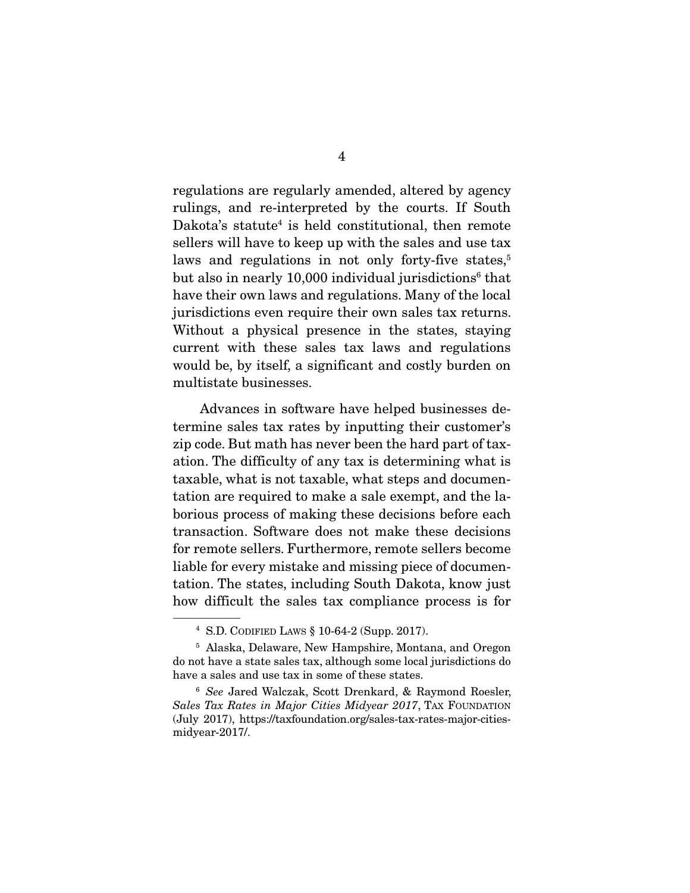regulations are regularly amended, altered by agency rulings, and re-interpreted by the courts. If South Dakota's statute[4] is held constitutional, then remote sellers will have to keep up with the sales and use tax laws and regulations in not only forty-five states,[5] but also in nearly 10,000 individual jurisdictions[6] that have their own laws and regulations. Many of the local jurisdictions even require their own sales tax returns. Without a physical presence in the states, staying current with these sales tax laws and regulations would be, by itself, a significant and costly burden on multistate businesses.

Advances in software have helped businesses determine sales tax rates by inputting their customer's zip code. But math has never been the hard part of taxation. The difficulty of any tax is determining what is taxable, what is not taxable, what steps and documentation are required to make a sale exempt, and the laborious process of making these decisions before each transaction. Software does not make these decisions for remote sellers. Furthermore, remote sellers become liable for every mistake and missing piece of documentation. The states, including South Dakota, know just how difficult the sales tax compliance process is for

---

[4] S.D. CODIFIED LAWS § 10-64-2 (Supp. 2017).

[5] Alaska, Delaware, New Hampshire, Montana, and Oregon do not have a state sales tax, although some local jurisdictions do have a sales and use tax in some of these states.

[6] *See* Jared Walczak, Scott Drenkard, & Raymond Roesler, *Sales Tax Rates in Major Cities Midyear 2017*, TAX FOUNDATION (July 2017), https://taxfoundation.org/sales-tax-rates-major-cities-midyear-2017/.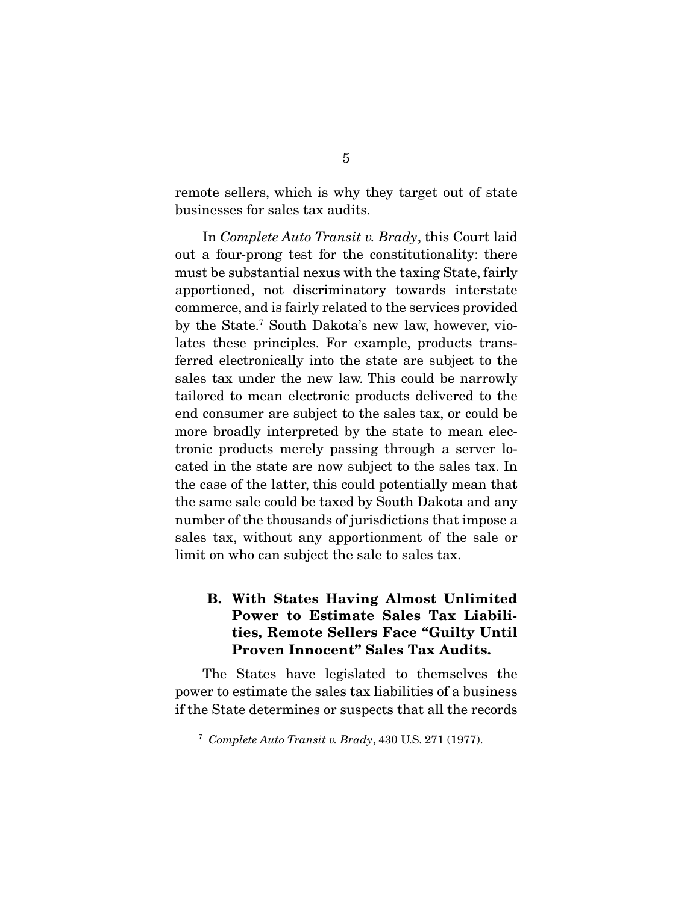remote sellers, which is why they target out of state businesses for sales tax audits.

In *Complete Auto Transit v. Brady*, this Court laid out a four-prong test for the constitutionality: there must be substantial nexus with the taxing State, fairly apportioned, not discriminatory towards interstate commerce, and is fairly related to the services provided by the State.[7] South Dakota's new law, however, violates these principles. For example, products transferred electronically into the state are subject to the sales tax under the new law. This could be narrowly tailored to mean electronic products delivered to the end consumer are subject to the sales tax, or could be more broadly interpreted by the state to mean electronic products merely passing through a server located in the state are now subject to the sales tax. In the case of the latter, this could potentially mean that the same sale could be taxed by South Dakota and any number of the thousands of jurisdictions that impose a sales tax, without any apportionment of the sale or limit on who can subject the sale to sales tax.

### B. With States Having Almost Unlimited Power to Estimate Sales Tax Liabilities, Remote Sellers Face "Guilty Until Proven Innocent" Sales Tax Audits.

The States have legislated to themselves the power to estimate the sales tax liabilities of a business if the State determines or suspects that all the records

---

[7] *Complete Auto Transit v. Brady*, 430 U.S. 271 (1977).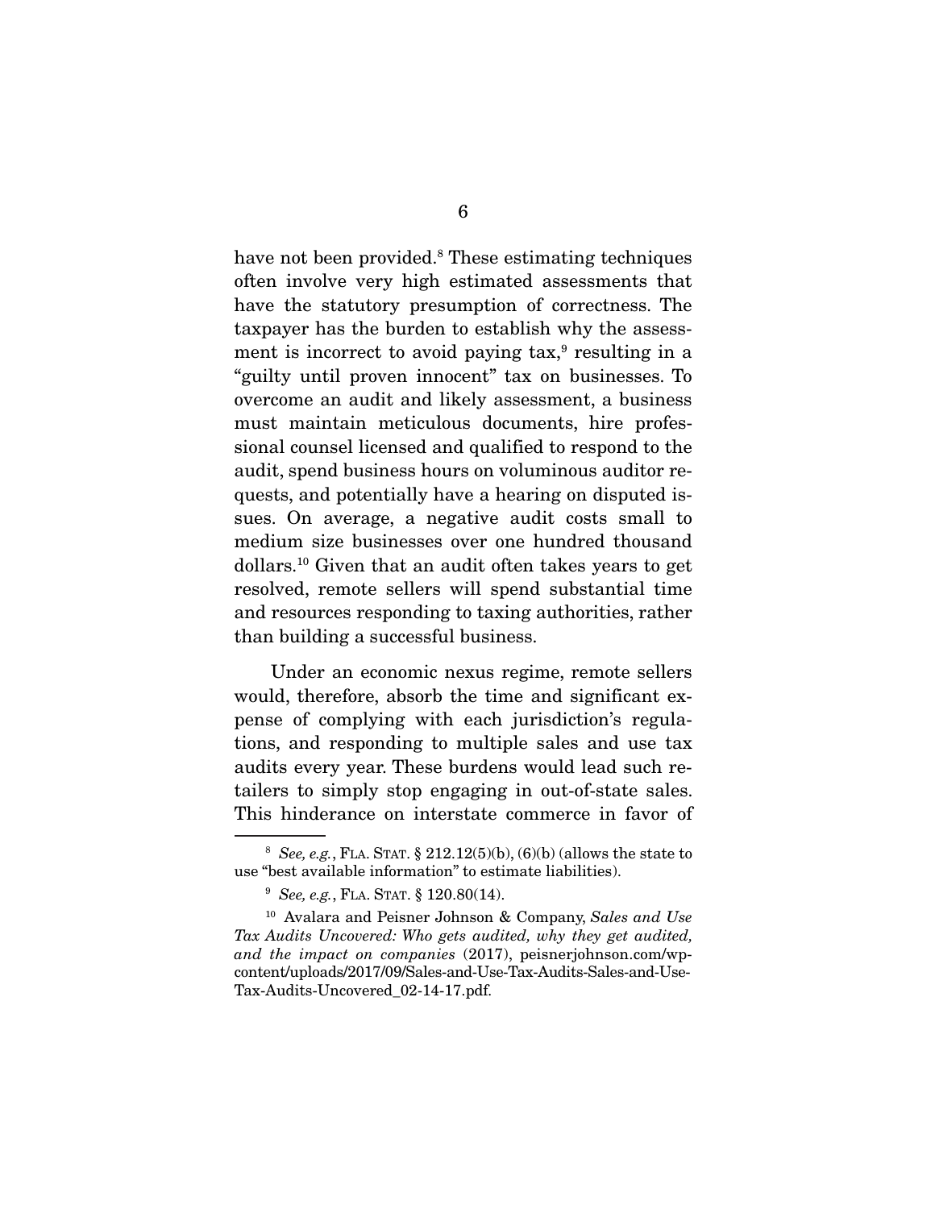have not been provided.[8] These estimating techniques often involve very high estimated assessments that have the statutory presumption of correctness. The taxpayer has the burden to establish why the assessment is incorrect to avoid paying tax,[9] resulting in a "guilty until proven innocent" tax on businesses. To overcome an audit and likely assessment, a business must maintain meticulous documents, hire professional counsel licensed and qualified to respond to the audit, spend business hours on voluminous auditor requests, and potentially have a hearing on disputed issues. On average, a negative audit costs small to medium size businesses over one hundred thousand dollars.[10] Given that an audit often takes years to get resolved, remote sellers will spend substantial time and resources responding to taxing authorities, rather than building a successful business.

Under an economic nexus regime, remote sellers would, therefore, absorb the time and significant expense of complying with each jurisdiction's regulations, and responding to multiple sales and use tax audits every year. These burdens would lead such retailers to simply stop engaging in out-of-state sales. This hinderance on interstate commerce in favor of

---

[8] *See, e.g.*, FLA. STAT. § 212.12(5)(b), (6)(b) (allows the state to use "best available information" to estimate liabilities).

[9] *See, e.g.*, FLA. STAT. § 120.80(14).

[10] Avalara and Peisner Johnson & Company, *Sales and Use Tax Audits Uncovered: Who gets audited, why they get audited, and the impact on companies* (2017), peisnerjohnson.com/wp-content/uploads/2017/09/Sales-and-Use-Tax-Audits-Sales-and-Use-Tax-Audits-Uncovered_02-14-17.pdf.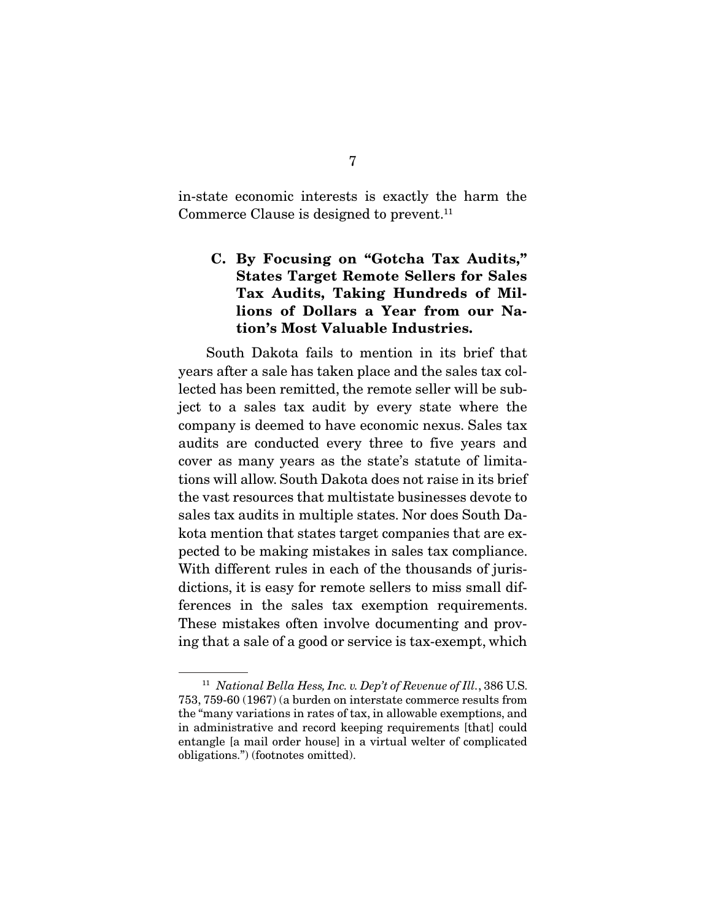in-state economic interests is exactly the harm the Commerce Clause is designed to prevent.[11]

### C. By Focusing on "Gotcha Tax Audits," States Target Remote Sellers for Sales Tax Audits, Taking Hundreds of Millions of Dollars a Year from our Nation's Most Valuable Industries.

South Dakota fails to mention in its brief that years after a sale has taken place and the sales tax collected has been remitted, the remote seller will be subject to a sales tax audit by every state where the company is deemed to have economic nexus. Sales tax audits are conducted every three to five years and cover as many years as the state's statute of limitations will allow. South Dakota does not raise in its brief the vast resources that multistate businesses devote to sales tax audits in multiple states. Nor does South Dakota mention that states target companies that are expected to be making mistakes in sales tax compliance. With different rules in each of the thousands of jurisdictions, it is easy for remote sellers to miss small differences in the sales tax exemption requirements. These mistakes often involve documenting and proving that a sale of a good or service is tax-exempt, which

---

[11] *National Bella Hess, Inc. v. Dep't of Revenue of Ill.*, 386 U.S. 753, 759-60 (1967) (a burden on interstate commerce results from the "many variations in rates of tax, in allowable exemptions, and in administrative and record keeping requirements [that] could entangle [a mail order house] in a virtual welter of complicated obligations.") (footnotes omitted).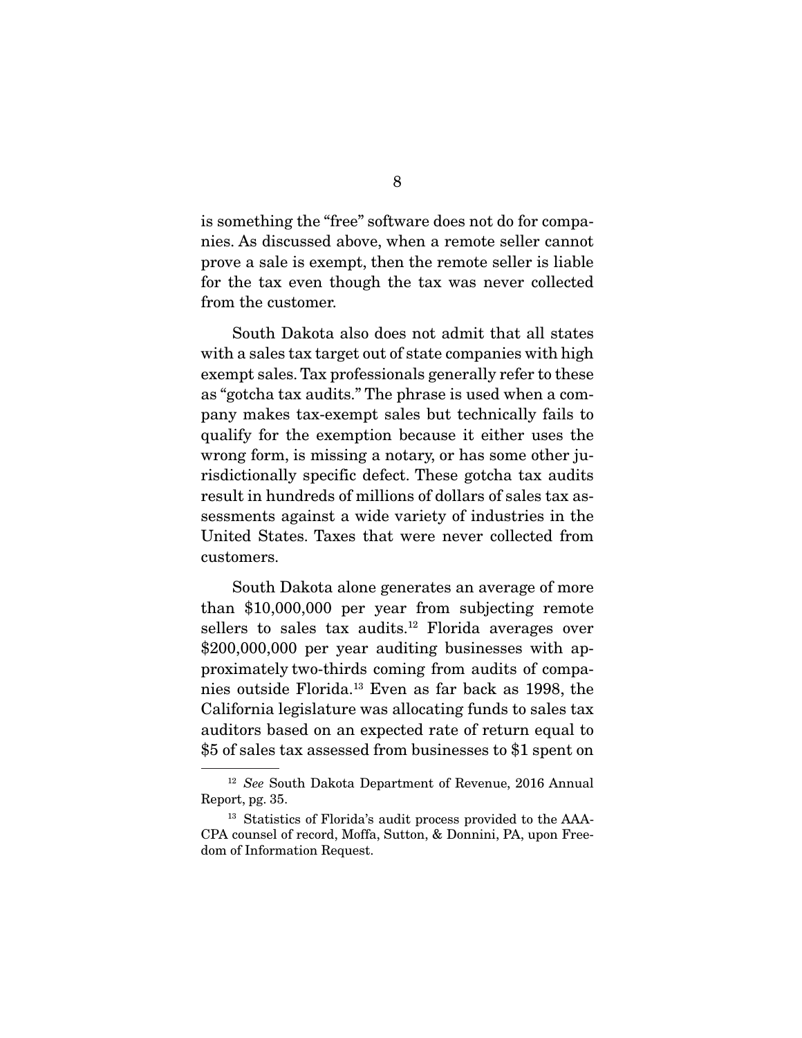is something the "free" software does not do for companies. As discussed above, when a remote seller cannot prove a sale is exempt, then the remote seller is liable for the tax even though the tax was never collected from the customer.

South Dakota also does not admit that all states with a sales tax target out of state companies with high exempt sales. Tax professionals generally refer to these as "gotcha tax audits." The phrase is used when a company makes tax-exempt sales but technically fails to qualify for the exemption because it either uses the wrong form, is missing a notary, or has some other jurisdictionally specific defect. These gotcha tax audits result in hundreds of millions of dollars of sales tax assessments against a wide variety of industries in the United States. Taxes that were never collected from customers.

South Dakota alone generates an average of more than $10,000,000 per year from subjecting remote sellers to sales tax audits.[12] Florida averages over $200,000,000 per year auditing businesses with approximately two-thirds coming from audits of companies outside Florida.[13] Even as far back as 1998, the California legislature was allocating funds to sales tax auditors based on an expected rate of return equal to $5 of sales tax assessed from businesses to $1 spent on

---

[12] *See* South Dakota Department of Revenue, 2016 Annual Report, pg. 35.

[13] Statistics of Florida's audit process provided to the AAA-CPA counsel of record, Moffa, Sutton, & Donnini, PA, upon Freedom of Information Request.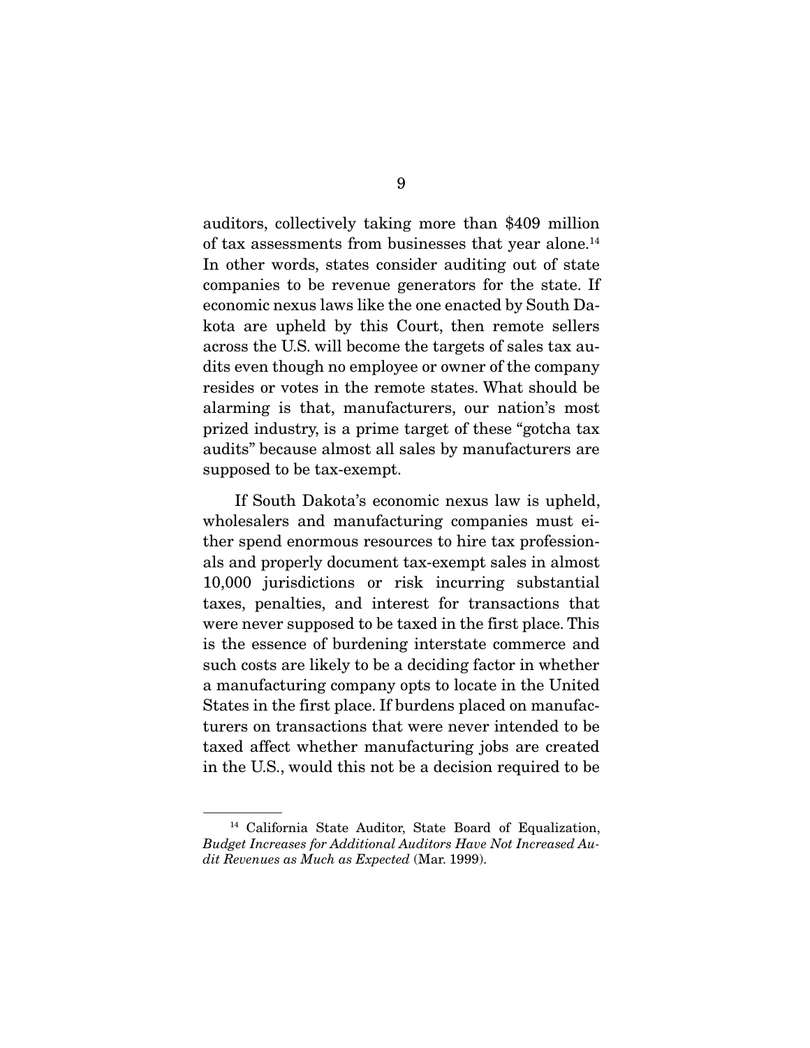auditors, collectively taking more than $409 million of tax assessments from businesses that year alone.[14] In other words, states consider auditing out of state companies to be revenue generators for the state. If economic nexus laws like the one enacted by South Dakota are upheld by this Court, then remote sellers across the U.S. will become the targets of sales tax audits even though no employee or owner of the company resides or votes in the remote states. What should be alarming is that, manufacturers, our nation's most prized industry, is a prime target of these "gotcha tax audits" because almost all sales by manufacturers are supposed to be tax-exempt.

If South Dakota's economic nexus law is upheld, wholesalers and manufacturing companies must either spend enormous resources to hire tax professionals and properly document tax-exempt sales in almost 10,000 jurisdictions or risk incurring substantial taxes, penalties, and interest for transactions that were never supposed to be taxed in the first place. This is the essence of burdening interstate commerce and such costs are likely to be a deciding factor in whether a manufacturing company opts to locate in the United States in the first place. If burdens placed on manufacturers on transactions that were never intended to be taxed affect whether manufacturing jobs are created in the U.S., would this not be a decision required to be

---

[14] California State Auditor, State Board of Equalization, *Budget Increases for Additional Auditors Have Not Increased Audit Revenues as Much as Expected* (Mar. 1999).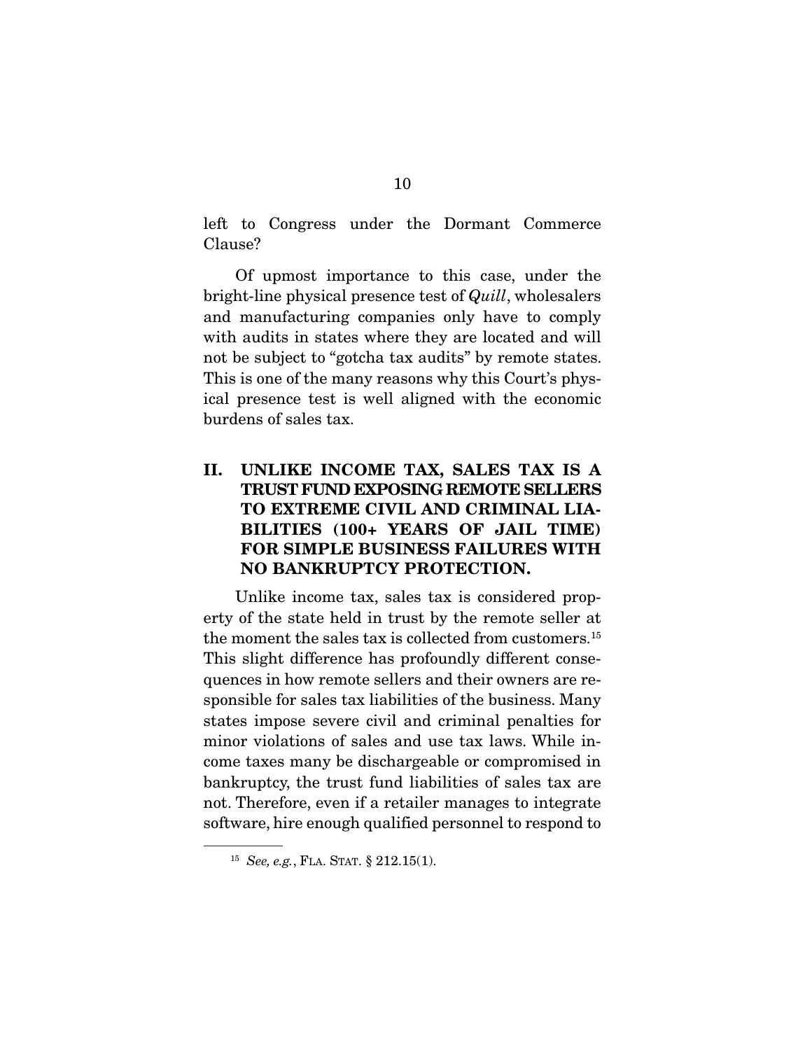left to Congress under the Dormant Commerce Clause?

Of upmost importance to this case, under the bright-line physical presence test of *Quill*, wholesalers and manufacturing companies only have to comply with audits in states where they are located and will not be subject to "gotcha tax audits" by remote states. This is one of the many reasons why this Court's physical presence test is well aligned with the economic burdens of sales tax.

## II. UNLIKE INCOME TAX, SALES TAX IS A TRUST FUND EXPOSING REMOTE SELLERS TO EXTREME CIVIL AND CRIMINAL LIABILITIES (100+ YEARS OF JAIL TIME) FOR SIMPLE BUSINESS FAILURES WITH NO BANKRUPTCY PROTECTION.

Unlike income tax, sales tax is considered property of the state held in trust by the remote seller at the moment the sales tax is collected from customers.[15] This slight difference has profoundly different consequences in how remote sellers and their owners are responsible for sales tax liabilities of the business. Many states impose severe civil and criminal penalties for minor violations of sales and use tax laws. While income taxes many be dischargeable or compromised in bankruptcy, the trust fund liabilities of sales tax are not. Therefore, even if a retailer manages to integrate software, hire enough qualified personnel to respond to

[15] *See, e.g.*, FLA. STAT. § 212.15(1).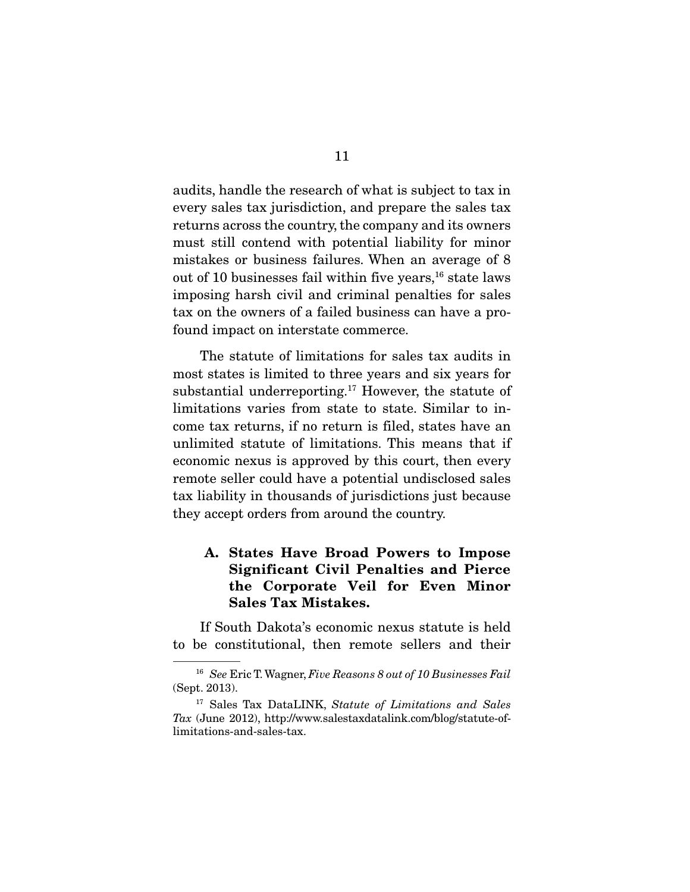audits, handle the research of what is subject to tax in every sales tax jurisdiction, and prepare the sales tax returns across the country, the company and its owners must still contend with potential liability for minor mistakes or business failures. When an average of 8 out of 10 businesses fail within five years,[16] state laws imposing harsh civil and criminal penalties for sales tax on the owners of a failed business can have a profound impact on interstate commerce.

The statute of limitations for sales tax audits in most states is limited to three years and six years for substantial underreporting.[17] However, the statute of limitations varies from state to state. Similar to income tax returns, if no return is filed, states have an unlimited statute of limitations. This means that if economic nexus is approved by this court, then every remote seller could have a potential undisclosed sales tax liability in thousands of jurisdictions just because they accept orders from around the country.

### A. States Have Broad Powers to Impose Significant Civil Penalties and Pierce the Corporate Veil for Even Minor Sales Tax Mistakes.

If South Dakota's economic nexus statute is held to be constitutional, then remote sellers and their

---

[16] *See* Eric T. Wagner, *Five Reasons 8 out of 10 Businesses Fail* (Sept. 2013).

[17] Sales Tax DataLINK, *Statute of Limitations and Sales Tax* (June 2012), http://www.salestaxdatalink.com/blog/statute-of-limitations-and-sales-tax.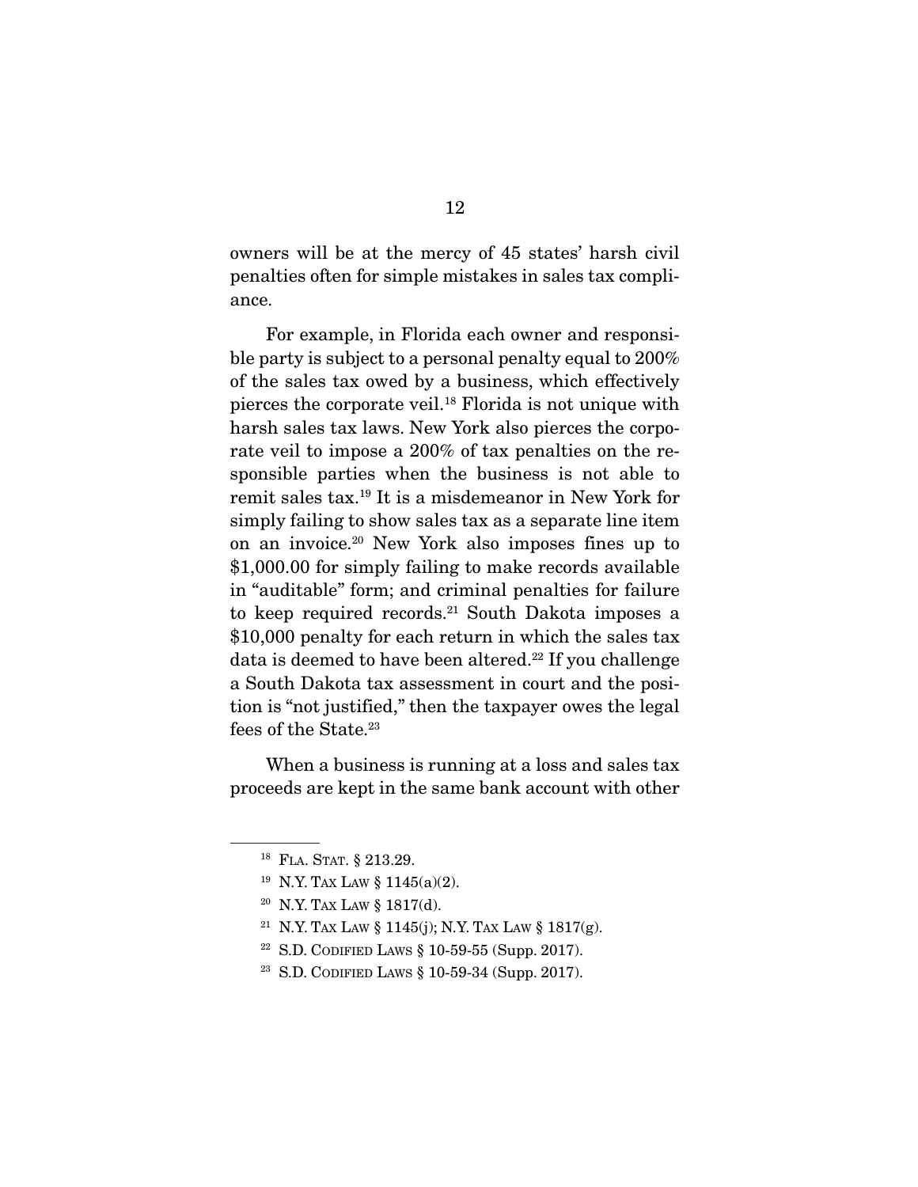owners will be at the mercy of 45 states' harsh civil penalties often for simple mistakes in sales tax compliance.

For example, in Florida each owner and responsible party is subject to a personal penalty equal to 200% of the sales tax owed by a business, which effectively pierces the corporate veil.[18] Florida is not unique with harsh sales tax laws. New York also pierces the corporate veil to impose a 200% of tax penalties on the responsible parties when the business is not able to remit sales tax.[19] It is a misdemeanor in New York for simply failing to show sales tax as a separate line item on an invoice.[20] New York also imposes fines up to $1,000.00 for simply failing to make records available in "auditable" form; and criminal penalties for failure to keep required records.[21] South Dakota imposes a $10,000 penalty for each return in which the sales tax data is deemed to have been altered.[22] If you challenge a South Dakota tax assessment in court and the position is "not justified," then the taxpayer owes the legal fees of the State.[23]

When a business is running at a loss and sales tax proceeds are kept in the same bank account with other

---

[18] FLA. STAT. § 213.29.

[19] N.Y. TAX LAW § 1145(a)(2).

[20] N.Y. TAX LAW § 1817(d).

[21] N.Y. TAX LAW § 1145(j); N.Y. TAX LAW § 1817(g).

[22] S.D. CODIFIED LAWS § 10-59-55 (Supp. 2017).

[23] S.D. CODIFIED LAWS § 10-59-34 (Supp. 2017).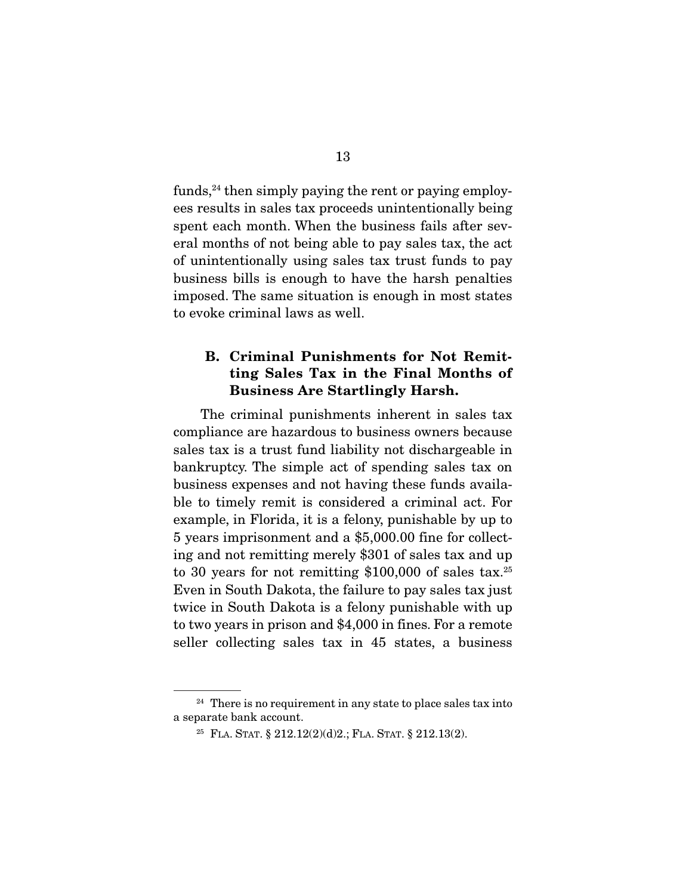funds,[24] then simply paying the rent or paying employees results in sales tax proceeds unintentionally being spent each month. When the business fails after several months of not being able to pay sales tax, the act of unintentionally using sales tax trust funds to pay business bills is enough to have the harsh penalties imposed. The same situation is enough in most states to evoke criminal laws as well.

### B. Criminal Punishments for Not Remitting Sales Tax in the Final Months of Business Are Startlingly Harsh.

The criminal punishments inherent in sales tax compliance are hazardous to business owners because sales tax is a trust fund liability not dischargeable in bankruptcy. The simple act of spending sales tax on business expenses and not having these funds available to timely remit is considered a criminal act. For example, in Florida, it is a felony, punishable by up to 5 years imprisonment and a $5,000.00 fine for collecting and not remitting merely $301 of sales tax and up to 30 years for not remitting $100,000 of sales tax.[25] Even in South Dakota, the failure to pay sales tax just twice in South Dakota is a felony punishable with up to two years in prison and $4,000 in fines. For a remote seller collecting sales tax in 45 states, a business

---

[24] There is no requirement in any state to place sales tax into a separate bank account.

[25] FLA. STAT. § 212.12(2)(d)2.; FLA. STAT. § 212.13(2).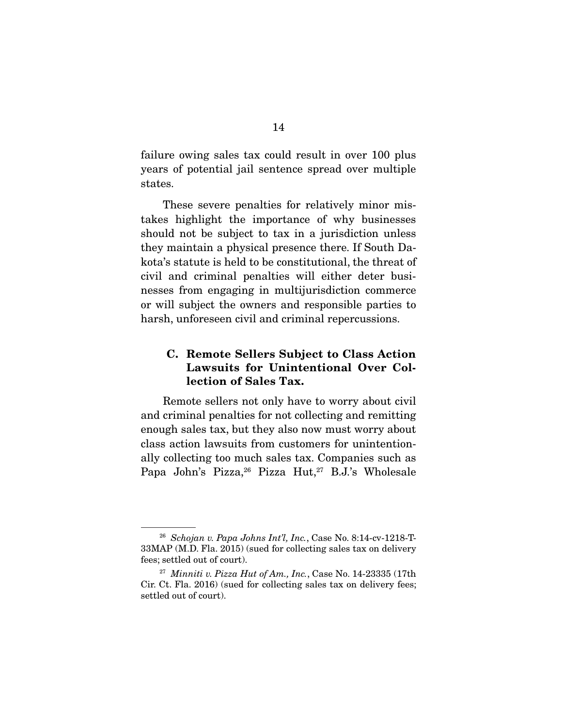failure owing sales tax could result in over 100 plus years of potential jail sentence spread over multiple states.

These severe penalties for relatively minor mistakes highlight the importance of why businesses should not be subject to tax in a jurisdiction unless they maintain a physical presence there. If South Dakota's statute is held to be constitutional, the threat of civil and criminal penalties will either deter businesses from engaging in multijurisdiction commerce or will subject the owners and responsible parties to harsh, unforeseen civil and criminal repercussions.

### C. Remote Sellers Subject to Class Action Lawsuits for Unintentional Over Collection of Sales Tax.

Remote sellers not only have to worry about civil and criminal penalties for not collecting and remitting enough sales tax, but they also now must worry about class action lawsuits from customers for unintentionally collecting too much sales tax. Companies such as Papa John's Pizza,[26] Pizza Hut,[27] B.J.'s Wholesale

---

[26] *Schojan v. Papa Johns Int'l, Inc.*, Case No. 8:14-cv-1218-T-33MAP (M.D. Fla. 2015) (sued for collecting sales tax on delivery fees; settled out of court).

[27] *Minniti v. Pizza Hut of Am., Inc.*, Case No. 14-23335 (17th Cir. Ct. Fla. 2016) (sued for collecting sales tax on delivery fees; settled out of court).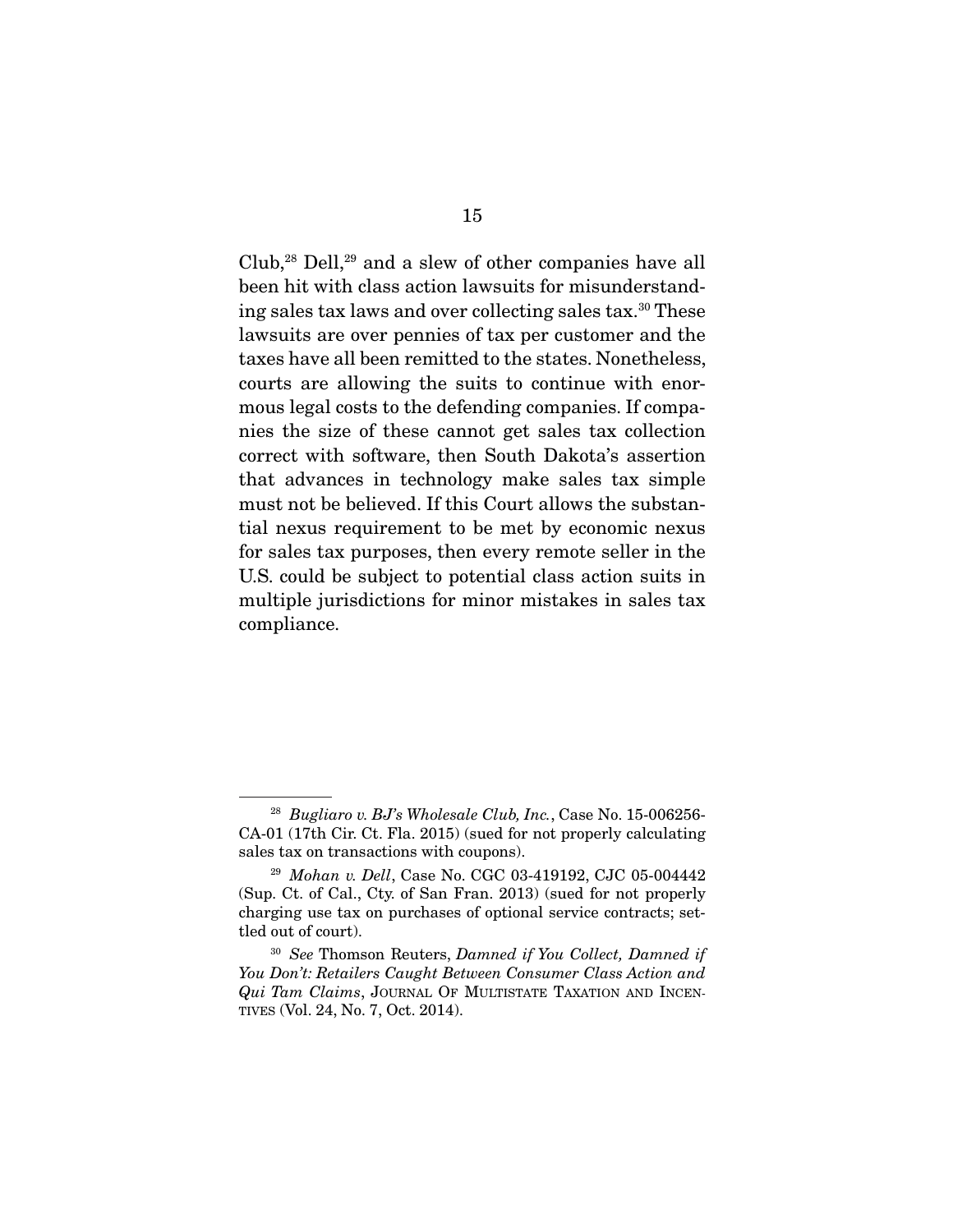Club,[28] Dell,[29] and a slew of other companies have all been hit with class action lawsuits for misunderstanding sales tax laws and over collecting sales tax.[30] These lawsuits are over pennies of tax per customer and the taxes have all been remitted to the states. Nonetheless, courts are allowing the suits to continue with enormous legal costs to the defending companies. If companies the size of these cannot get sales tax collection correct with software, then South Dakota's assertion that advances in technology make sales tax simple must not be believed. If this Court allows the substantial nexus requirement to be met by economic nexus for sales tax purposes, then every remote seller in the U.S. could be subject to potential class action suits in multiple jurisdictions for minor mistakes in sales tax compliance.

---

[28] *Bugliaro v. BJ's Wholesale Club, Inc.*, Case No. 15-006256-CA-01 (17th Cir. Ct. Fla. 2015) (sued for not properly calculating sales tax on transactions with coupons).

[29] *Mohan v. Dell*, Case No. CGC 03-419192, CJC 05-004442 (Sup. Ct. of Cal., Cty. of San Fran. 2013) (sued for not properly charging use tax on purchases of optional service contracts; settled out of court).

[30] *See* Thomson Reuters, *Damned if You Collect, Damned if You Don't: Retailers Caught Between Consumer Class Action and Qui Tam Claims*, JOURNAL OF MULTISTATE TAXATION AND INCENTIVES (Vol. 24, No. 7, Oct. 2014).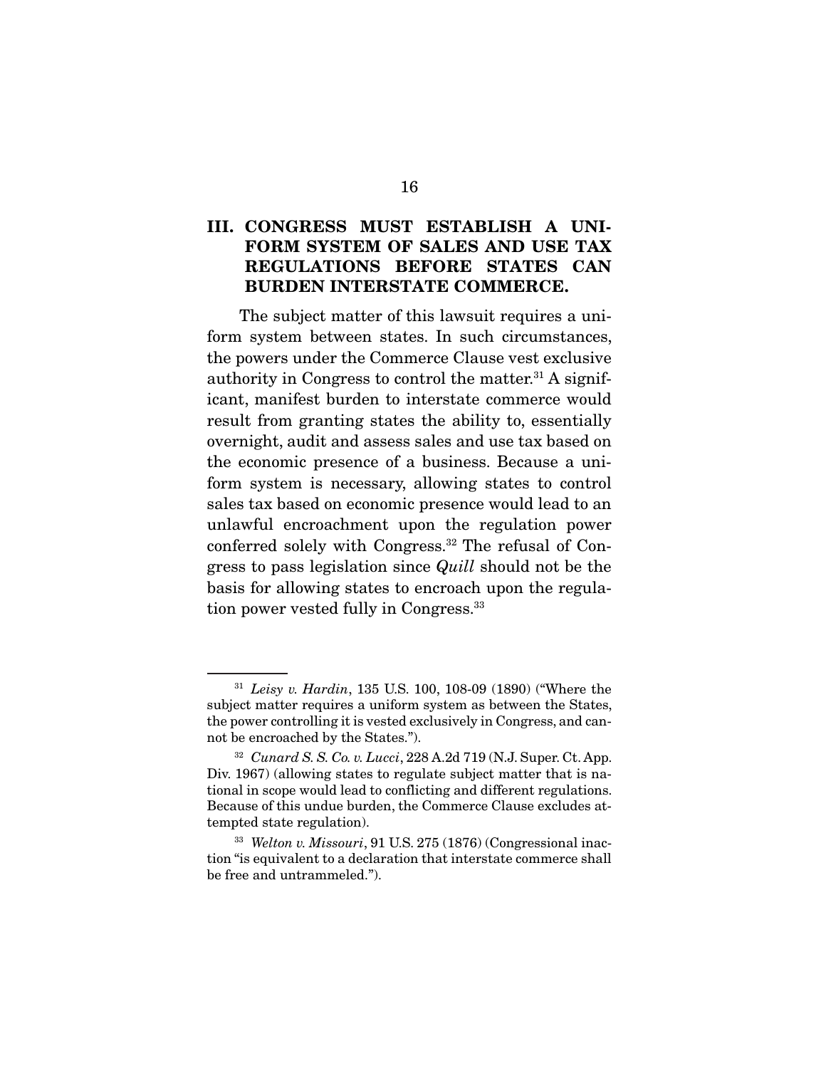## III. CONGRESS MUST ESTABLISH A UNIFORM SYSTEM OF SALES AND USE TAX REGULATIONS BEFORE STATES CAN BURDEN INTERSTATE COMMERCE.

The subject matter of this lawsuit requires a uniform system between states. In such circumstances, the powers under the Commerce Clause vest exclusive authority in Congress to control the matter.[31] A significant, manifest burden to interstate commerce would result from granting states the ability to, essentially overnight, audit and assess sales and use tax based on the economic presence of a business. Because a uniform system is necessary, allowing states to control sales tax based on economic presence would lead to an unlawful encroachment upon the regulation power conferred solely with Congress.[32] The refusal of Congress to pass legislation since *Quill* should not be the basis for allowing states to encroach upon the regulation power vested fully in Congress.[33]

---

[31] *Leisy v. Hardin*, 135 U.S. 100, 108-09 (1890) ("Where the subject matter requires a uniform system as between the States, the power controlling it is vested exclusively in Congress, and cannot be encroached by the States.").

[32] *Cunard S. S. Co. v. Lucci*, 228 A.2d 719 (N.J. Super. Ct. App. Div. 1967) (allowing states to regulate subject matter that is national in scope would lead to conflicting and different regulations. Because of this undue burden, the Commerce Clause excludes attempted state regulation).

[33] *Welton v. Missouri*, 91 U.S. 275 (1876) (Congressional inaction "is equivalent to a declaration that interstate commerce shall be free and untrammeled.").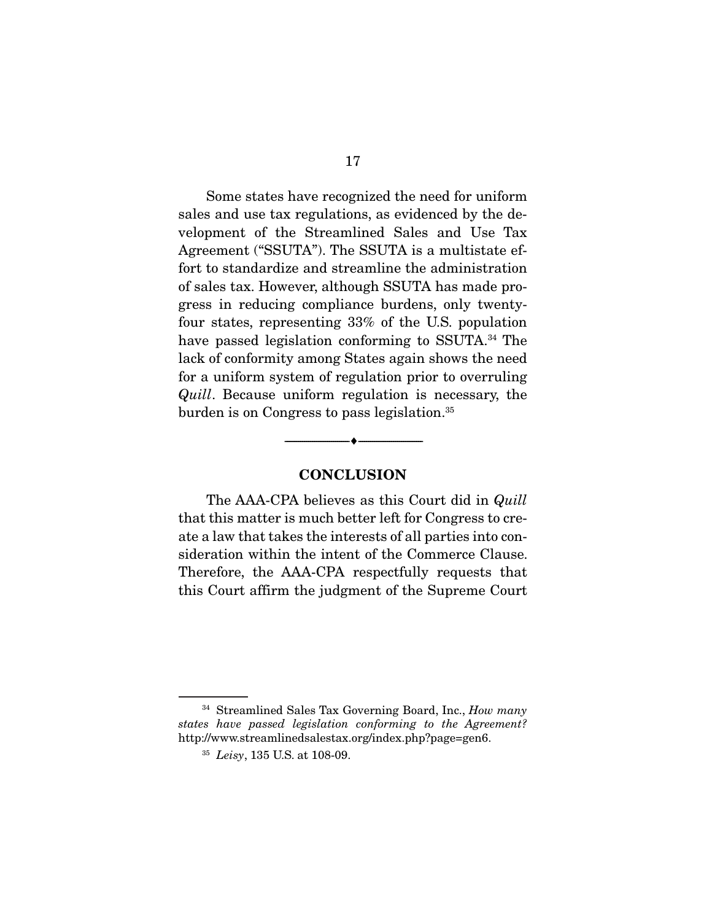Some states have recognized the need for uniform sales and use tax regulations, as evidenced by the development of the Streamlined Sales and Use Tax Agreement ("SSUTA"). The SSUTA is a multistate effort to standardize and streamline the administration of sales tax. However, although SSUTA has made progress in reducing compliance burdens, only twenty-four states, representing 33% of the U.S. population have passed legislation conforming to SSUTA.[34] The lack of conformity among States again shows the need for a uniform system of regulation prior to overruling *Quill*. Because uniform regulation is necessary, the burden is on Congress to pass legislation.[35]

---

## CONCLUSION

The AAA-CPA believes as this Court did in *Quill* that this matter is much better left for Congress to create a law that takes the interests of all parties into consideration within the intent of the Commerce Clause. Therefore, the AAA-CPA respectfully requests that this Court affirm the judgment of the Supreme Court

---

[34] Streamlined Sales Tax Governing Board, Inc., *How many states have passed legislation conforming to the Agreement?* http://www.streamlinedsalestax.org/index.php?page=gen6.

[35] *Leisy*, 135 U.S. at 108-09.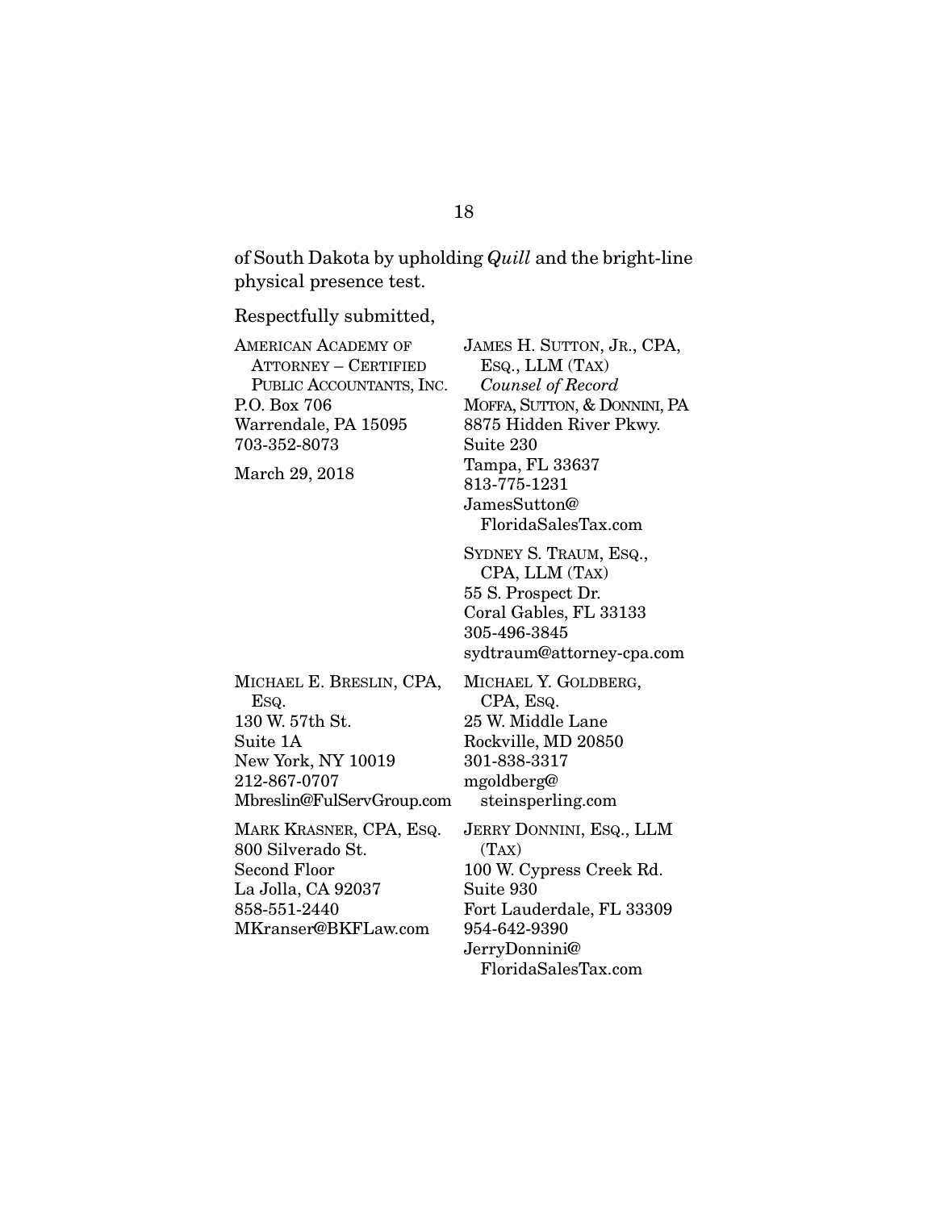of South Dakota by upholding *Quill* and the bright-line physical presence test.

Respectfully submitted,

AMERICAN ACADEMY OF ATTORNEY – CERTIFIED PUBLIC ACCOUNTANTS, INC.
P.O. Box 706
Warrendale, PA 15095
703-352-8073

March 29, 2018

JAMES H. SUTTON, JR., CPA, ESQ., LLM (TAX)
*Counsel of Record*
MOFFA, SUTTON, & DONNINI, PA
8875 Hidden River Pkwy.
Suite 230
Tampa, FL 33637
813-775-1231
JamesSutton@FloridaSalesTax.com

SYDNEY S. TRAUM, ESQ., CPA, LLM (TAX)
55 S. Prospect Dr.
Coral Gables, FL 33133
305-496-3845
sydtraum@attorney-cpa.com

MICHAEL E. BRESLIN, CPA, ESQ.
130 W. 57th St.
Suite 1A
New York, NY 10019
212-867-0707
Mbreslin@FulServGroup.com

MICHAEL Y. GOLDBERG, CPA, ESQ.
25 W. Middle Lane
Rockville, MD 20850
301-838-3317
mgoldberg@steinsperling.com

MARK KRASNER, CPA, ESQ.
800 Silverado St.
Second Floor
La Jolla, CA 92037
858-551-2440
MKranser@BKFLaw.com

JERRY DONNINI, ESQ., LLM (TAX)
100 W. Cypress Creek Rd.
Suite 930
Fort Lauderdale, FL 33309
954-642-9390
JerryDonnini@FloridaSalesTax.com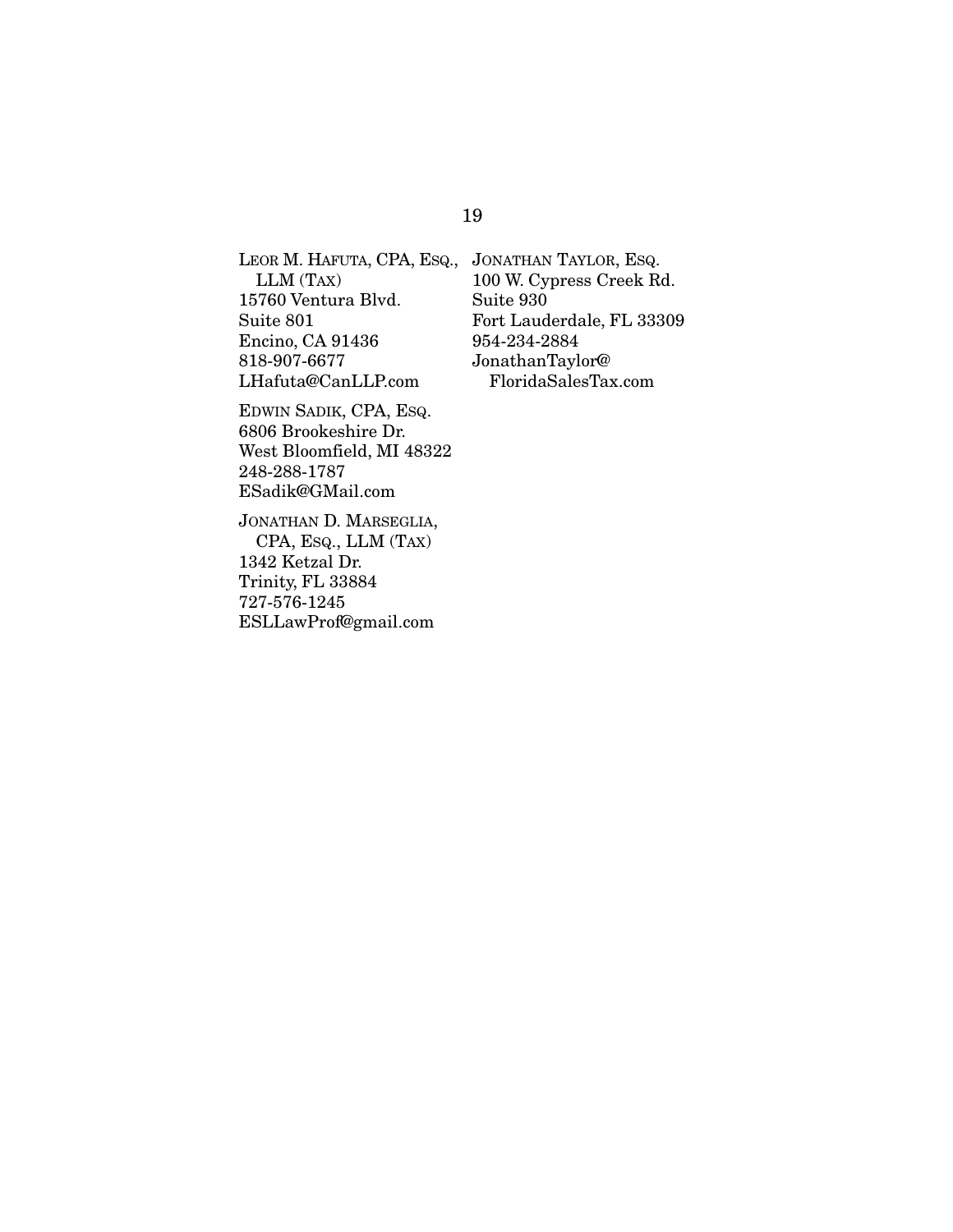LEOR M. HAFUTA, CPA, ESQ., LLM (TAX)
15760 Ventura Blvd.
Suite 801
Encino, CA 91436
818-907-6677
LHafuta@CanLLP.com

EDWIN SADIK, CPA, ESQ.
6806 Brookeshire Dr.
West Bloomfield, MI 48322
248-288-1787
ESadik@GMail.com

JONATHAN D. MARSEGLIA, CPA, ESQ., LLM (TAX)
1342 Ketzal Dr.
Trinity, FL 33884
727-576-1245
ESLLawProf@gmail.com

JONATHAN TAYLOR, ESQ.
100 W. Cypress Creek Rd.
Suite 930
Fort Lauderdale, FL 33309
954-234-2884
JonathanTaylor@FloridaSalesTax.com